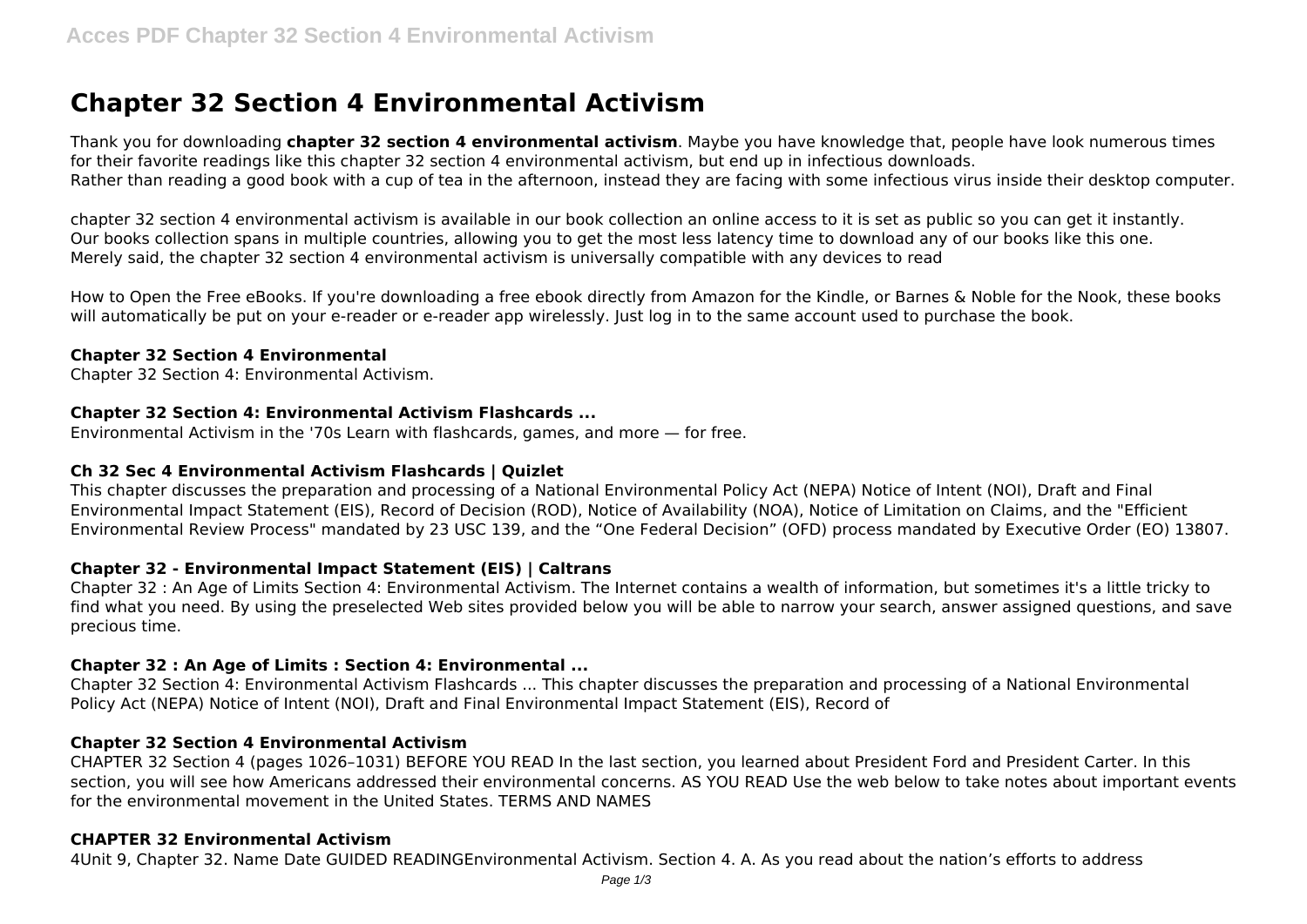# Chapter 32 Section 4 Environmental Activism

Thank you for downloading **chapter 32 section 4 environmental activism**. Maybe you have knowledge that, people have look numerous times for their favorite readings like this chapter 32 section 4 environmental activism, but end up in infectious downloads.
Rather than reading a good book with a cup of tea in the afternoon, instead they are facing with some infectious virus inside their desktop computer.

chapter 32 section 4 environmental activism is available in our book collection an online access to it is set as public so you can get it instantly.
Our books collection spans in multiple countries, allowing you to get the most less latency time to download any of our books like this one.
Merely said, the chapter 32 section 4 environmental activism is universally compatible with any devices to read

How to Open the Free eBooks. If you're downloading a free ebook directly from Amazon for the Kindle, or Barnes & Noble for the Nook, these books will automatically be put on your e-reader or e-reader app wirelessly. Just log in to the same account used to purchase the book.

### Chapter 32 Section 4 Environmental

Chapter 32 Section 4: Environmental Activism.

### Chapter 32 Section 4: Environmental Activism Flashcards ...

Environmental Activism in the '70s Learn with flashcards, games, and more — for free.

### Ch 32 Sec 4 Environmental Activism Flashcards | Quizlet

This chapter discusses the preparation and processing of a National Environmental Policy Act (NEPA) Notice of Intent (NOI), Draft and Final Environmental Impact Statement (EIS), Record of Decision (ROD), Notice of Availability (NOA), Notice of Limitation on Claims, and the "Efficient Environmental Review Process" mandated by 23 USC 139, and the "One Federal Decision" (OFD) process mandated by Executive Order (EO) 13807.

### Chapter 32 - Environmental Impact Statement (EIS) | Caltrans

Chapter 32 : An Age of Limits Section 4: Environmental Activism. The Internet contains a wealth of information, but sometimes it's a little tricky to find what you need. By using the preselected Web sites provided below you will be able to narrow your search, answer assigned questions, and save precious time.

### Chapter 32 : An Age of Limits : Section 4: Environmental ...

Chapter 32 Section 4: Environmental Activism Flashcards ... This chapter discusses the preparation and processing of a National Environmental Policy Act (NEPA) Notice of Intent (NOI), Draft and Final Environmental Impact Statement (EIS), Record of

### Chapter 32 Section 4 Environmental Activism

CHAPTER 32 Section 4 (pages 1026–1031) BEFORE YOU READ In the last section, you learned about President Ford and President Carter. In this section, you will see how Americans addressed their environmental concerns. AS YOU READ Use the web below to take notes about important events for the environmental movement in the United States. TERMS AND NAMES

### CHAPTER 32 Environmental Activism

4Unit 9, Chapter 32. Name Date GUIDED READINGEnvironmental Activism. Section 4. A. As you read about the nation's efforts to address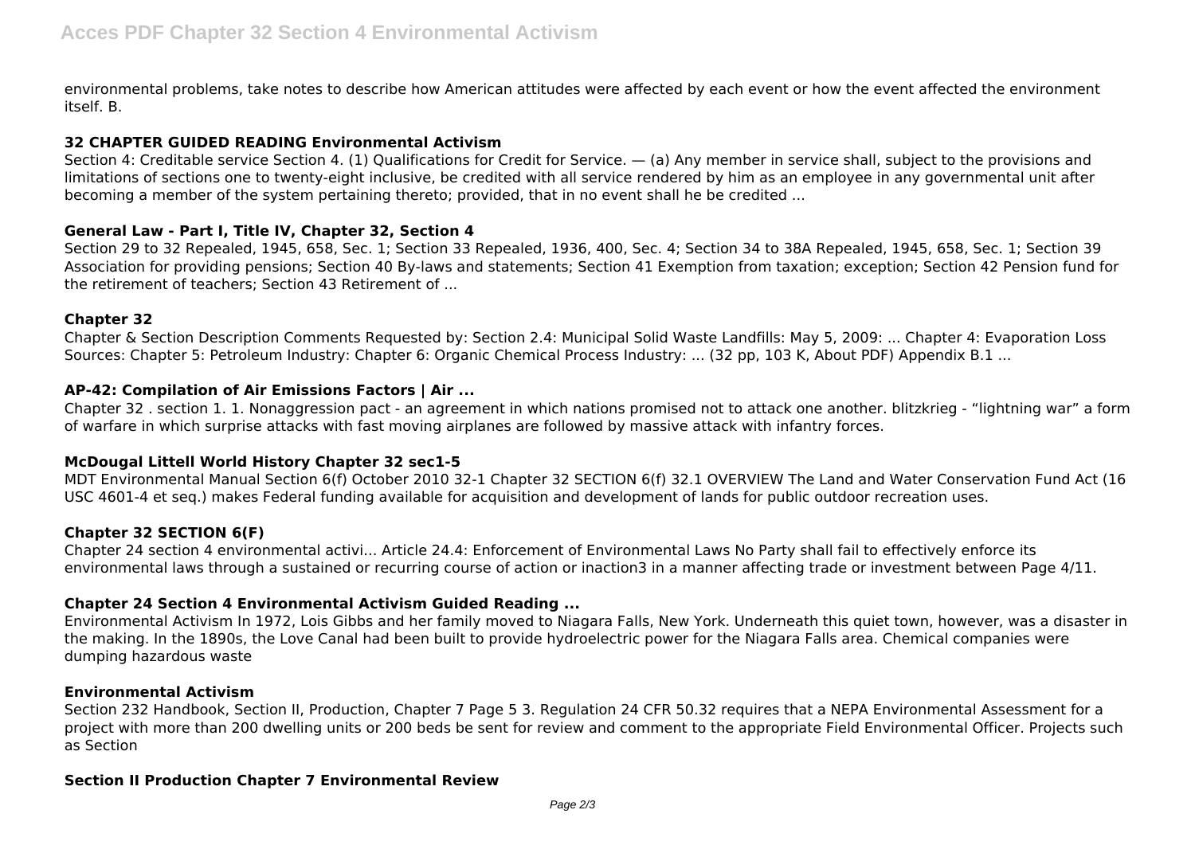environmental problems, take notes to describe how American attitudes were affected by each event or how the event affected the environment itself. B.

### 32 CHAPTER GUIDED READING Environmental Activism

Section 4: Creditable service Section 4. (1) Qualifications for Credit for Service. — (a) Any member in service shall, subject to the provisions and limitations of sections one to twenty-eight inclusive, be credited with all service rendered by him as an employee in any governmental unit after becoming a member of the system pertaining thereto; provided, that in no event shall he be credited ...

### General Law - Part I, Title IV, Chapter 32, Section 4

Section 29 to 32 Repealed, 1945, 658, Sec. 1; Section 33 Repealed, 1936, 400, Sec. 4; Section 34 to 38A Repealed, 1945, 658, Sec. 1; Section 39 Association for providing pensions; Section 40 By-laws and statements; Section 41 Exemption from taxation; exception; Section 42 Pension fund for the retirement of teachers; Section 43 Retirement of ...

### Chapter 32

Chapter & Section Description Comments Requested by: Section 2.4: Municipal Solid Waste Landfills: May 5, 2009: ... Chapter 4: Evaporation Loss Sources: Chapter 5: Petroleum Industry: Chapter 6: Organic Chemical Process Industry: ... (32 pp, 103 K, About PDF) Appendix B.1 ...

### AP-42: Compilation of Air Emissions Factors | Air ...

Chapter 32 . section 1. 1. Nonaggression pact - an agreement in which nations promised not to attack one another. blitzkrieg - "lightning war" a form of warfare in which surprise attacks with fast moving airplanes are followed by massive attack with infantry forces.

### McDougal Littell World History Chapter 32 sec1-5

MDT Environmental Manual Section 6(f) October 2010 32-1 Chapter 32 SECTION 6(f) 32.1 OVERVIEW The Land and Water Conservation Fund Act (16 USC 4601-4 et seq.) makes Federal funding available for acquisition and development of lands for public outdoor recreation uses.

### Chapter 32 SECTION 6(F)

Chapter 24 section 4 environmental activi... Article 24.4: Enforcement of Environmental Laws No Party shall fail to effectively enforce its environmental laws through a sustained or recurring course of action or inaction3 in a manner affecting trade or investment between Page 4/11.

### Chapter 24 Section 4 Environmental Activism Guided Reading ...

Environmental Activism In 1972, Lois Gibbs and her family moved to Niagara Falls, New York. Underneath this quiet town, however, was a disaster in the making. In the 1890s, the Love Canal had been built to provide hydroelectric power for the Niagara Falls area. Chemical companies were dumping hazardous waste

### Environmental Activism

Section 232 Handbook, Section II, Production, Chapter 7 Page 5 3. Regulation 24 CFR 50.32 requires that a NEPA Environmental Assessment for a project with more than 200 dwelling units or 200 beds be sent for review and comment to the appropriate Field Environmental Officer. Projects such as Section

### Section II Production Chapter 7 Environmental Review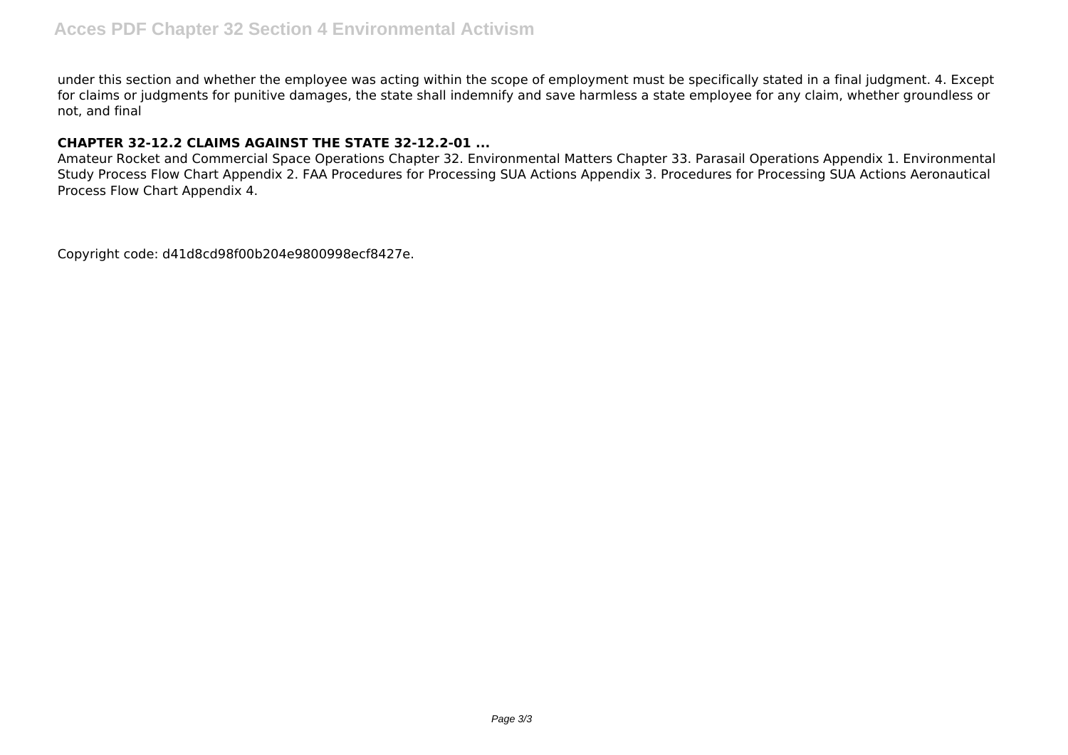under this section and whether the employee was acting within the scope of employment must be specifically stated in a final judgment. 4. Except for claims or judgments for punitive damages, the state shall indemnify and save harmless a state employee for any claim, whether groundless or not, and final

**CHAPTER 32-12.2 CLAIMS AGAINST THE STATE 32-12.2-01 ...**

Amateur Rocket and Commercial Space Operations Chapter 32. Environmental Matters Chapter 33. Parasail Operations Appendix 1. Environmental Study Process Flow Chart Appendix 2. FAA Procedures for Processing SUA Actions Appendix 3. Procedures for Processing SUA Actions Aeronautical Process Flow Chart Appendix 4.

Copyright code: d41d8cd98f00b204e9800998ecf8427e.